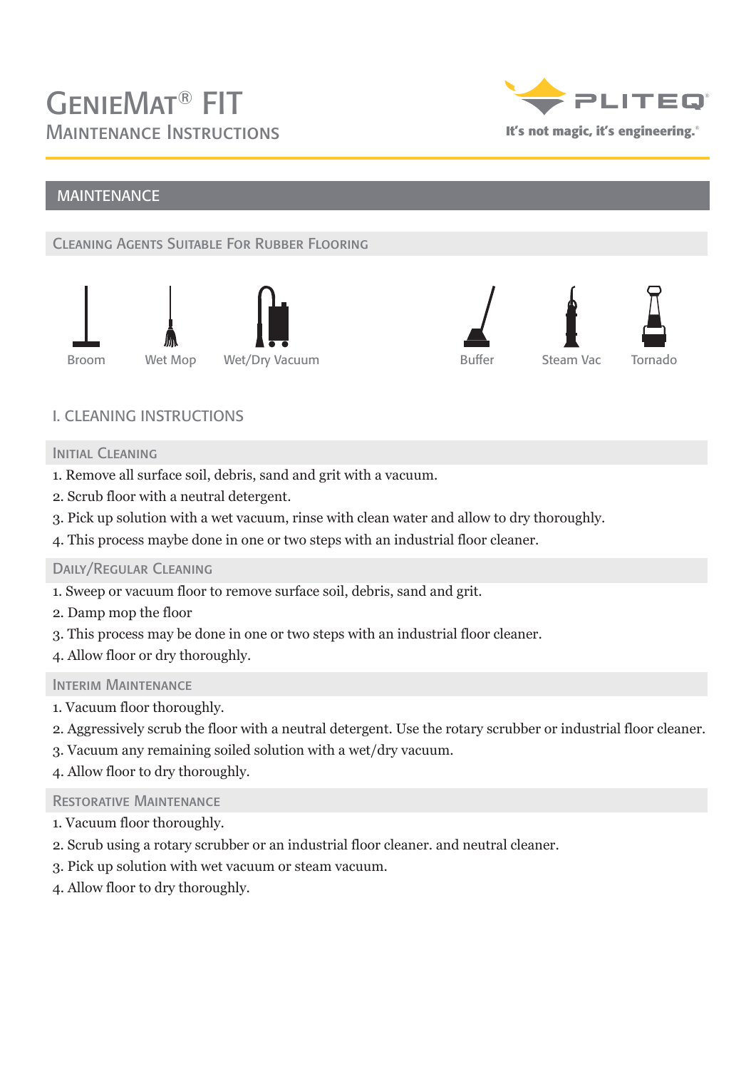# GenieMat® FIT

## Maintenance Instructions

PLITEQ
It's not magic, it's engineering.®

## MAINTENANCE

### Cleaning Agents Suitable For Rubber Flooring

Broom | Wet Mop | Wet/Dry Vacuum | Buffer | Steam Vac | Tornado

## I. CLEANING INSTRUCTIONS

### Initial Cleaning

1. Remove all surface soil, debris, sand and grit with a vacuum.
2. Scrub floor with a neutral detergent.
3. Pick up solution with a wet vacuum, rinse with clean water and allow to dry thoroughly.
4. This process maybe done in one or two steps with an industrial floor cleaner.

### Daily/Regular Cleaning

1. Sweep or vacuum floor to remove surface soil, debris, sand and grit.
2. Damp mop the floor
3. This process may be done in one or two steps with an industrial floor cleaner.
4. Allow floor or dry thoroughly.

### Interim Maintenance

1. Vacuum floor thoroughly.
2. Aggressively scrub the floor with a neutral detergent. Use the rotary scrubber or industrial floor cleaner.
3. Vacuum any remaining soiled solution with a wet/dry vacuum.
4. Allow floor to dry thoroughly.

### Restorative Maintenance

1. Vacuum floor thoroughly.
2. Scrub using a rotary scrubber or an industrial floor cleaner. and neutral cleaner.
3. Pick up solution with wet vacuum or steam vacuum.
4. Allow floor to dry thoroughly.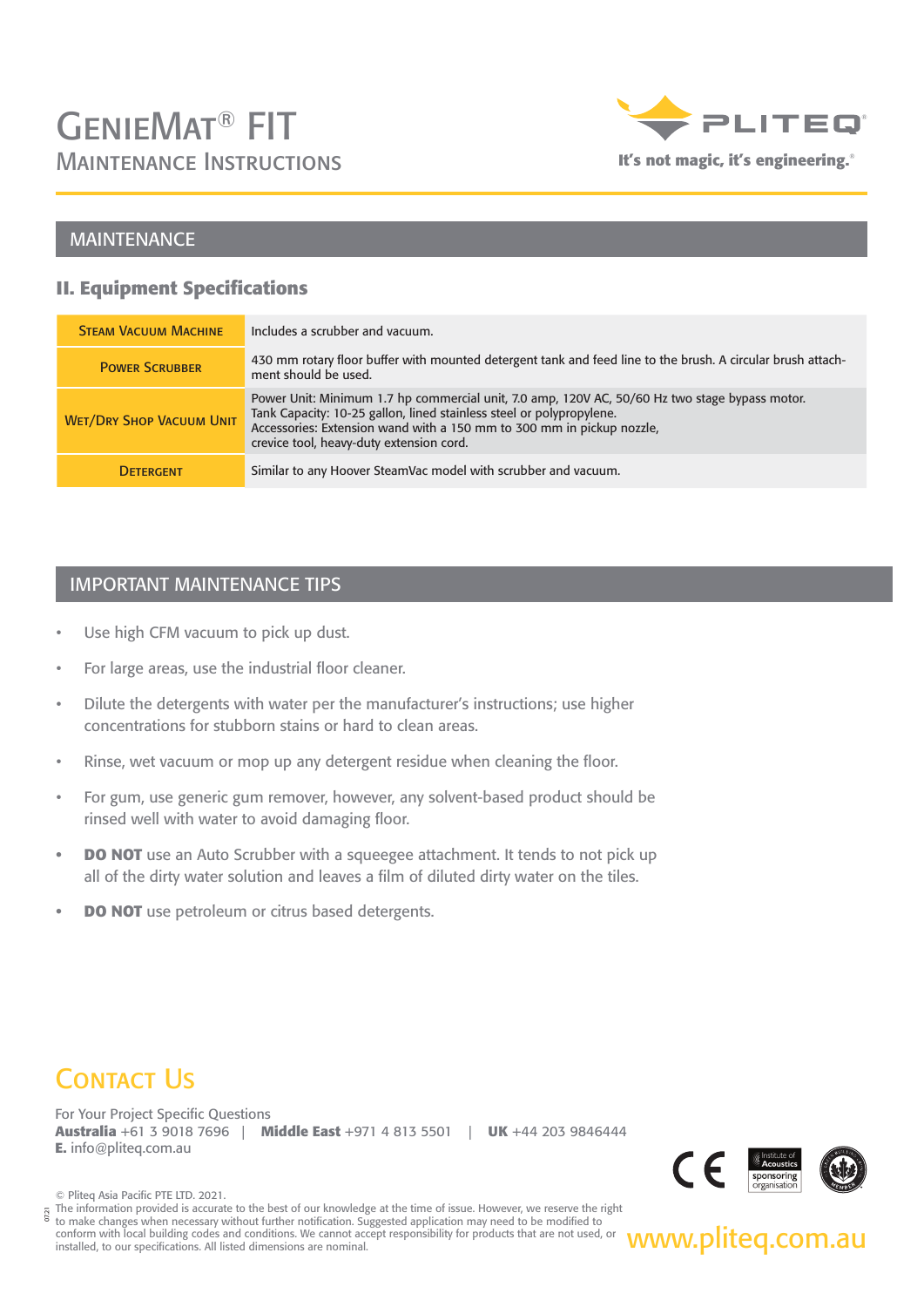# GenieMat® FIT

## Maintenance Instructions

It's not magic, it's engineering.®

## MAINTENANCE

### II. Equipment Specifications

| | |
|---|---|
| Steam Vacuum Machine | Includes a scrubber and vacuum. |
| Power Scrubber | 430 mm rotary floor buffer with mounted detergent tank and feed line to the brush. A circular brush attachment should be used. |
| Wet/Dry Shop Vacuum Unit | Power Unit: Minimum 1.7 hp commercial unit, 7.0 amp, 120V AC, 50/60 Hz two stage bypass motor.<br>Tank Capacity: 10-25 gallon, lined stainless steel or polypropylene.<br>Accessories: Extension wand with a 150 mm to 300 mm in pickup nozzle, crevice tool, heavy-duty extension cord. |
| Detergent | Similar to any Hoover SteamVac model with scrubber and vacuum. |

## IMPORTANT MAINTENANCE TIPS

- Use high CFM vacuum to pick up dust.
- For large areas, use the industrial floor cleaner.
- Dilute the detergents with water per the manufacturer's instructions; use higher concentrations for stubborn stains or hard to clean areas.
- Rinse, wet vacuum or mop up any detergent residue when cleaning the floor.
- For gum, use generic gum remover, however, any solvent-based product should be rinsed well with water to avoid damaging floor.
- **DO NOT** use an Auto Scrubber with a squeegee attachment. It tends to not pick up all of the dirty water solution and leaves a film of diluted dirty water on the tiles.
- **DO NOT** use petroleum or citrus based detergents.

## Contact Us

For Your Project Specific Questions
**Australia** +61 3 9018 7696 | **Middle East** +971 4 813 5501 | **UK** +44 203 9846444
**E.** info@pliteq.com.au

© Pliteq Asia Pacific PTE LTD. 2021.
The information provided is accurate to the best of our knowledge at the time of issue. However, we reserve the right to make changes when necessary without further notification. Suggested application may need to be modified to conform with local building codes and conditions. We cannot accept responsibility for products that are not used, or installed, to our specifications. All listed dimensions are nominal.

www.pliteq.com.au